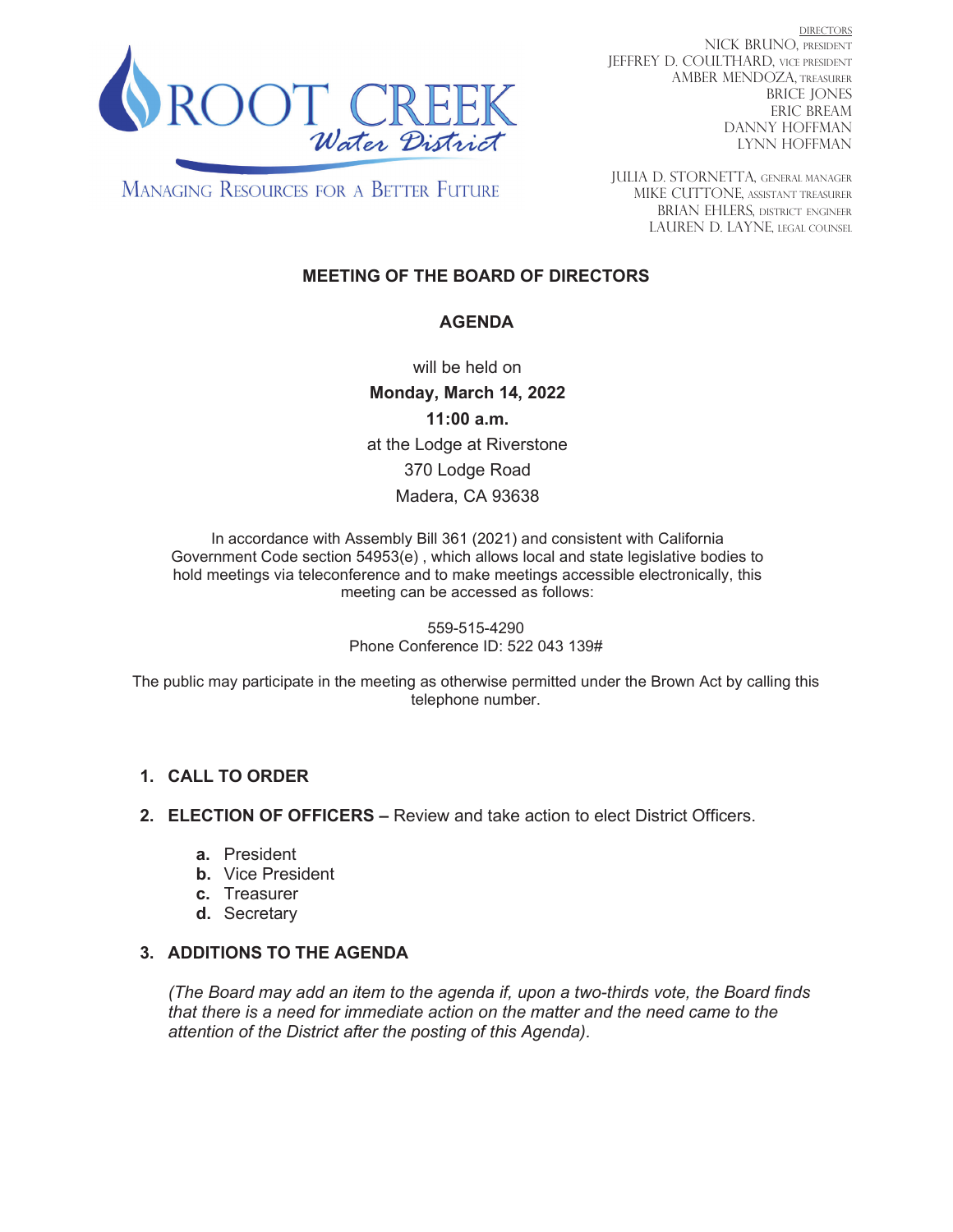ROOT CREEK *Water District*

MANAGING RESOURCES FOR A BETTER FUTURE

DIRECTORS
NICK BRUNO, PRESIDENT
JEFFREY D. COULTHARD, VICE PRESIDENT
AMBER MENDOZA, TREASURER
BRICE JONES
ERIC BREAM
DANNY HOFFMAN
LYNN HOFFMAN

JULIA D. STORNETTA, GENERAL MANAGER
MIKE CUTTONE, ASSISTANT TREASURER
BRIAN EHLERS, DISTRICT ENGINEER
LAUREN D. LAYNE, LEGAL COUNSEL

# MEETING OF THE BOARD OF DIRECTORS

## AGENDA

will be held on
**Monday, March 14, 2022**
**11:00 a.m.**
at the Lodge at Riverstone
370 Lodge Road
Madera, CA 93638

In accordance with Assembly Bill 361 (2021) and consistent with California Government Code section 54953(e) , which allows local and state legislative bodies to hold meetings via teleconference and to make meetings accessible electronically, this meeting can be accessed as follows:

559-515-4290
Phone Conference ID: 522 043 139#

The public may participate in the meeting as otherwise permitted under the Brown Act by calling this telephone number.

1. **CALL TO ORDER**

2. **ELECTION OF OFFICERS –** Review and take action to elect District Officers.

   a. President
   b. Vice President
   c. Treasurer
   d. Secretary

3. **ADDITIONS TO THE AGENDA**

   *(The Board may add an item to the agenda if, upon a two-thirds vote, the Board finds that there is a need for immediate action on the matter and the need came to the attention of the District after the posting of this Agenda).*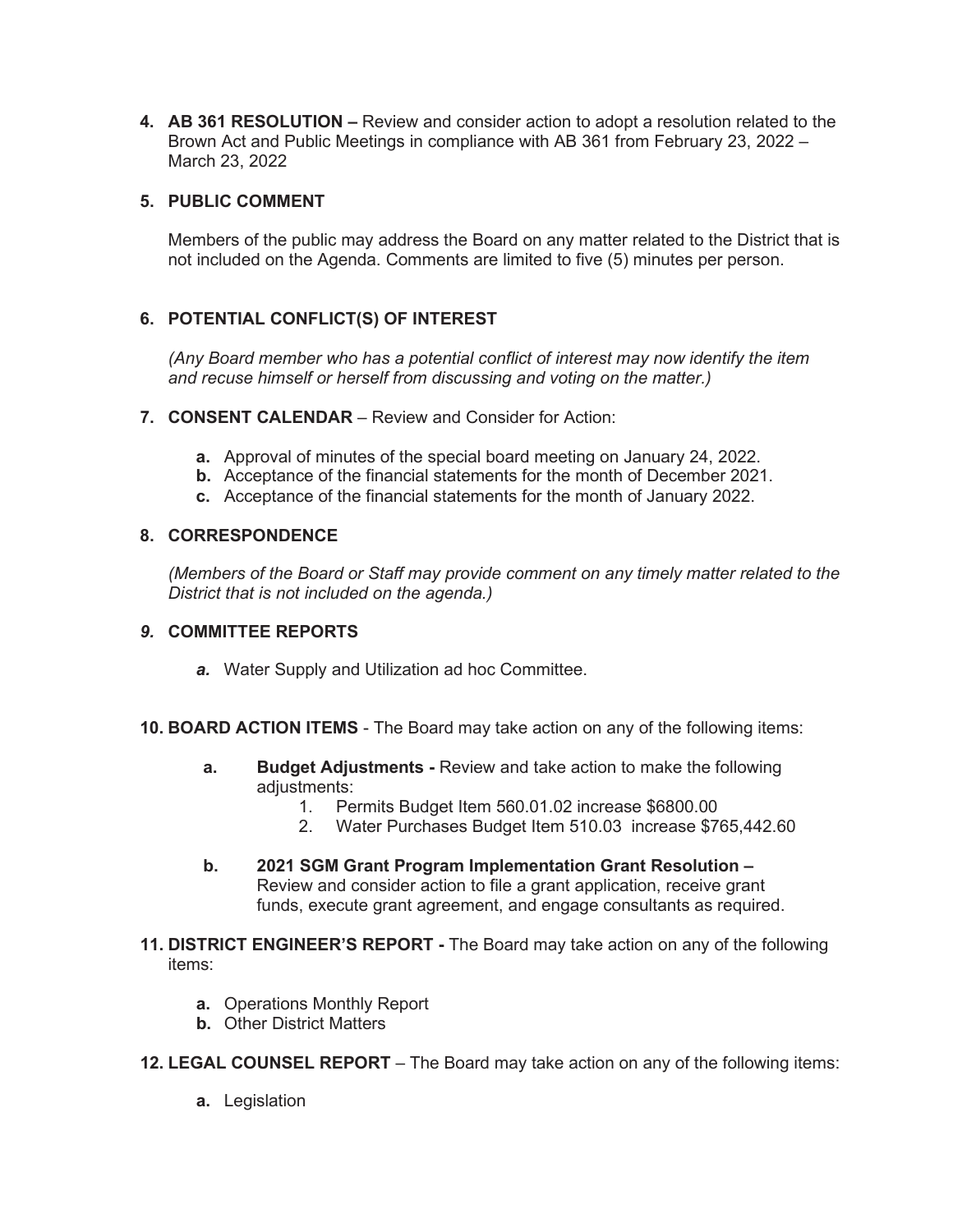4. **AB 361 RESOLUTION –** Review and consider action to adopt a resolution related to the Brown Act and Public Meetings in compliance with AB 361 from February 23, 2022 – March 23, 2022

5. **PUBLIC COMMENT**

   Members of the public may address the Board on any matter related to the District that is not included on the Agenda. Comments are limited to five (5) minutes per person.

6. **POTENTIAL CONFLICT(S) OF INTEREST**

   *(Any Board member who has a potential conflict of interest may now identify the item and recuse himself or herself from discussing and voting on the matter.)*

7. **CONSENT CALENDAR** – Review and Consider for Action:

   **a.** Approval of minutes of the special board meeting on January 24, 2022.
   **b.** Acceptance of the financial statements for the month of December 2021.
   **c.** Acceptance of the financial statements for the month of January 2022.

8. **CORRESPONDENCE**

   *(Members of the Board or Staff may provide comment on any timely matter related to the District that is not included on the agenda.)*

9. **COMMITTEE REPORTS**

   ***a.*** Water Supply and Utilization ad hoc Committee.

10. **BOARD ACTION ITEMS** - The Board may take action on any of the following items:

    **a.** **Budget Adjustments -** Review and take action to make the following adjustments:
       1. Permits Budget Item 560.01.02 increase $6800.00
       2. Water Purchases Budget Item 510.03 increase $765,442.60

    **b.** **2021 SGM Grant Program Implementation Grant Resolution –** Review and consider action to file a grant application, receive grant funds, execute grant agreement, and engage consultants as required.

11. **DISTRICT ENGINEER'S REPORT -** The Board may take action on any of the following items:

    **a.** Operations Monthly Report
    **b.** Other District Matters

12. **LEGAL COUNSEL REPORT** – The Board may take action on any of the following items:

    **a.** Legislation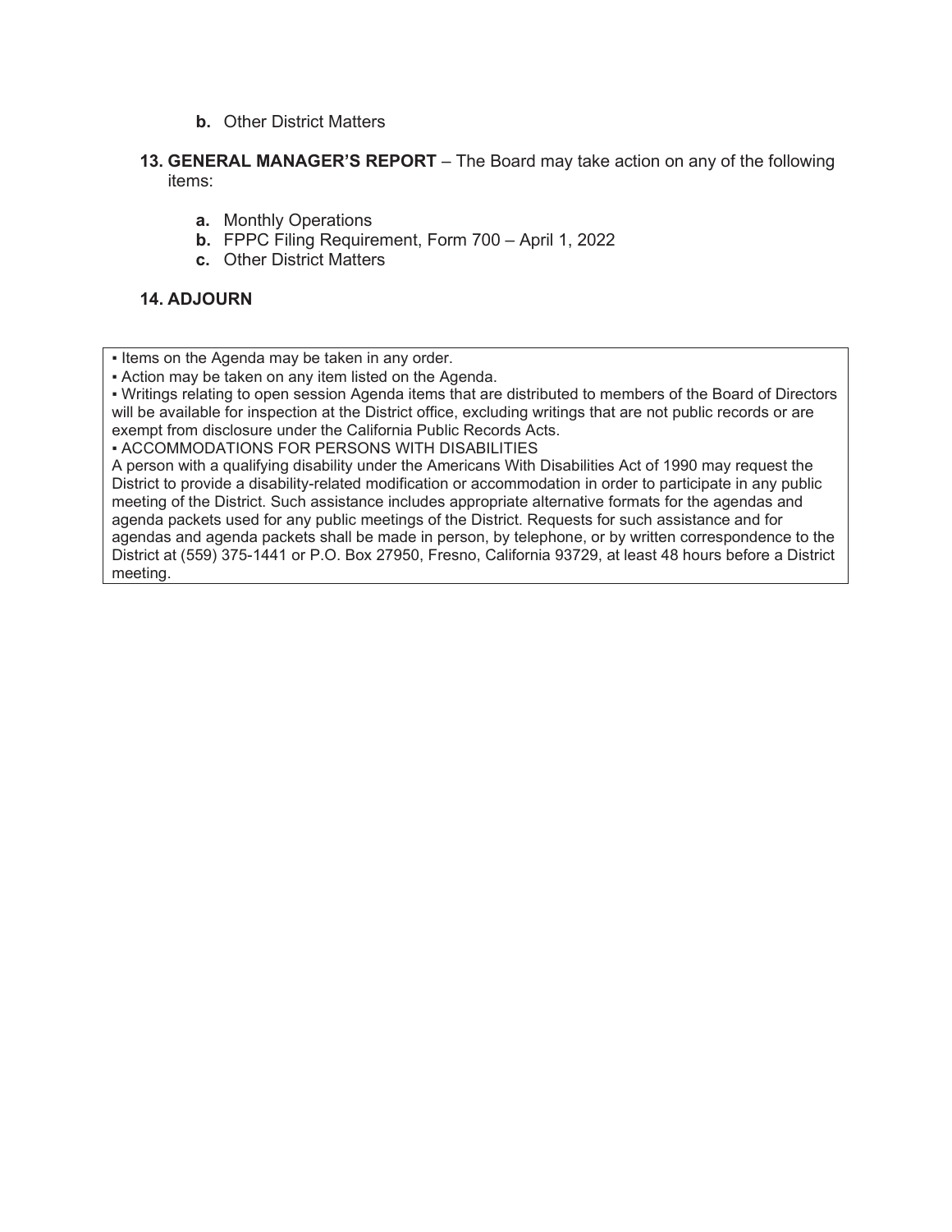**b.** Other District Matters

**13. GENERAL MANAGER'S REPORT** – The Board may take action on any of the following items:

**a.** Monthly Operations
**b.** FPPC Filing Requirement, Form 700 – April 1, 2022
**c.** Other District Matters

**14. ADJOURN**

▪ Items on the Agenda may be taken in any order.
▪ Action may be taken on any item listed on the Agenda.
▪ Writings relating to open session Agenda items that are distributed to members of the Board of Directors will be available for inspection at the District office, excluding writings that are not public records or are exempt from disclosure under the California Public Records Acts.
▪ ACCOMMODATIONS FOR PERSONS WITH DISABILITIES
A person with a qualifying disability under the Americans With Disabilities Act of 1990 may request the District to provide a disability-related modification or accommodation in order to participate in any public meeting of the District. Such assistance includes appropriate alternative formats for the agendas and agenda packets used for any public meetings of the District. Requests for such assistance and for agendas and agenda packets shall be made in person, by telephone, or by written correspondence to the District at (559) 375-1441 or P.O. Box 27950, Fresno, California 93729, at least 48 hours before a District meeting.